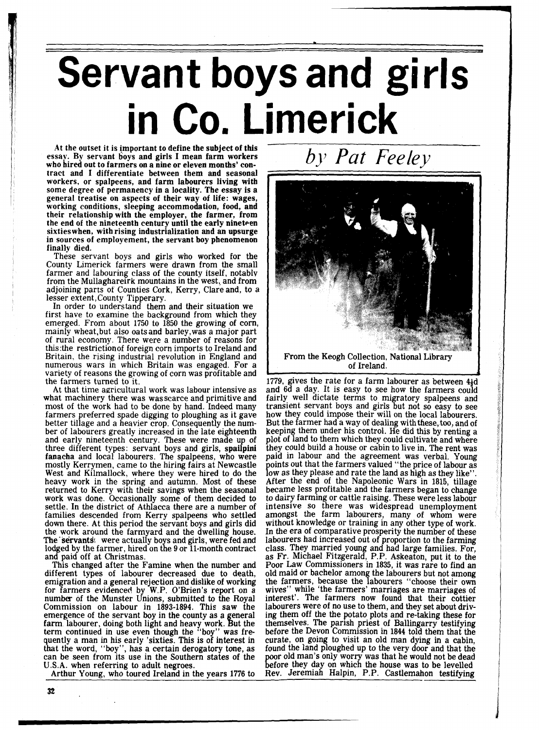# Servant boys and girls in Co. Limerick

*by Pat Feeley*

**At the outset it is important to define the subject of this essay. By servant boys and girls I mean farm workers who hired out to farmers on a nine or eleven months' contract and I differentiate between them and seasonal workers, or spalpeens, and farm labourers living with some degree of permanency in a locality. The essay is a general treatise on aspects of their way of life: wages, working conditions, sleeping accommodation, food, and their relationship with the employer, the farmer, from the end of the nineteenth century until the early nineteen sixtieswhen, with rising industrialization and an upsurge in sources of employement, the servant boy phenomenon finally died.**

These servant boys and girls who worked for the County Limerick farmers were drawn from the small farmer and labouring class of the county itself, notably from the Mullaghareirk mountains in the west, and from adjoining parts of Counties Cork, Kerry, Clare and, to a lesser extent, County Tipperary.

In order to understand them and their situation we first have to examine the background from which they emerged. From about 1750 to 1850 the growing of corn, mainly wheat, but also oats and barley, was a major part of rural economy. There were a number of reasons for this: the restriction of foreign corn imports to Ireland and Britain, the rising industrial revolution in England and numerous wars in which Britain was engaged. For a variety of reasons the growing of corn was profitable and the farmers turned to it.

At that time agricultural work was labour intensive as what machinery there was was scarce and primitive and most of the work had to be done by hand. Indeed many farmers preferred spade digging to ploughing as it gave better tillage and a heavier crop. Consequently the number of labourers greatly increased in the late eighteenth and early nineteenth century. These were made up of three different types: servant boys and girls, **spailpini fanacha** and local labourers. The spalpeens, who were mostly Kerrymen, came to the hiring fairs at Newcastle West and Kilmallock, where they were hired to do the heavy work in the spring and autumn. Most of these returned to Kerry with their savings when the seasonal work was done. Occasionally some of them decided to settle. In the district of Athlacca there are a number of families descended from Kerry spalpeens who settled down there. At this period the servant boys and girls did the work around the farmyard and the dwelling house. The servants were actually boys and girls, were fed and lodged by the farmer, hired on the 9 or 11-month contract and paid off at Christmas.

This changed after the Famine when the number and different types of labourer decreased due to death, emigration and a general rejection and dislike of working for farmers evidenced by W.P. O'Brien's report on a number of the Munster Unions, submitted to the Royal Commission on labour in 1893-1894. This saw the emergence of the servant boy in the county as a general farm labourer, doing both light and heavy work. But the term continued in use even though the "boy" was frequently a man in his early 'sixties. This is of interest in that the word, "boy", has a certain derogatory tone, as can be seen from its use in the Southern states of the U.S.A. when referring to adult negroes.

Arthur Young, who toured Ireland in the years 1776 to 1779, gives the rate for a farm labourer as between 4½d and 6d a day. It is easy to see how the farmers could fairly well dictate terms to migratory spalpeens and transient servant boys and girls but not so easy to see how they could impose their will on the local labourers. But the farmer had a way of dealing with these, too, and of keeping them under his control. He did this by renting a plot of land to them which they could cultivate and where they could build a house or cabin to live in. The rent was paid in labour and the agreement was verbal. Young points out that the farmers valued "the price of labour as low as they please and rate the land as high as they like". After the end of the Napoleonic Wars in 1815, tillage became less profitable and the farmers began to change to dairy farming or cattle raising. These were less labour intensive so there was widespread unemployment amongst the farm labourers, many of whom were without knowledge or training in any other type of work. In the era of comparative prosperity the number of these labourers had increased out of proportion to the farming class. They married young and had large families. For, as Fr. Michael Fitzgerald, P.P. Askeaton, put it to the Poor Law Commissioners in 1835, it was rare to find an old maid or bachelor among the labourers but not among the farmers, because the labourers "choose their own wives" while 'the farmers' marriages are marriages of interest'. The farmers now found that their cottier labourers were of no use to them, and they set about driving them off the the potato plots and re-taking these for themselves. The parish priest of Ballingarry testifying before the Devon Commission in 1844 told them that the curate, on going to visit an old man dying in a cabin, found the land ploughed up to the very door and that the poor old man's only worry was that he would not be dead before they day on which the house was to be levelled Rev. Jeremiah Halpin, P.P. Castlemahon testifying

From the Keogh Collection, National Library of Ireland.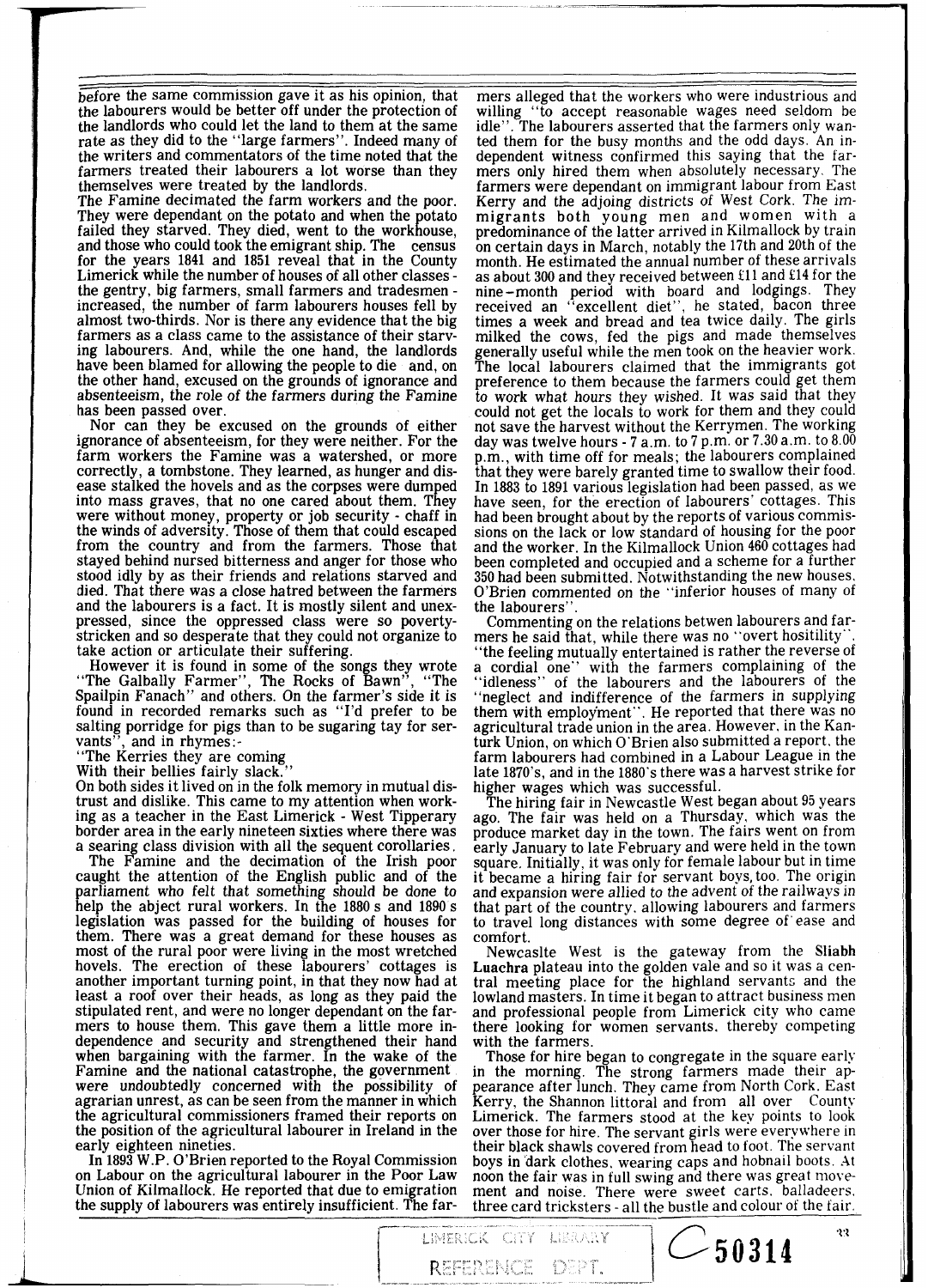before the same commission gave it as his opinion, that the labourers would be better off under the protection of the landlords who could let the land to them at the same rate as they did to the "large farmers". Indeed many of the writers and commentators of the time noted that the farmers treated their labourers a lot worse than they themselves were treated by the landlords.

The Famine decimated the farm workers and the poor. They were dependant on the potato and when the potato failed they starved. They died, went to the workhouse, and those who could took the emigrant ship. The census for the years 1841 and 1851 reveal that in the County Limerick while the number of houses of all other classes - the gentry, big farmers, small farmers and tradesmen - increased, the number of farm labourers houses fell by almost two-thirds. Nor is there any evidence that the big farmers as a class came to the assistance of their starving labourers. And, while the one hand, the landlords have been blamed for allowing the people to die and, on the other hand, excused on the grounds of ignorance and absenteeism, the role of the farmers during the Famine has been passed over.

Nor can they be excused on the grounds of either ignorance of absenteeism, for they were neither. For the farm workers the Famine was a watershed, or more correctly, a tombstone. They learned, as hunger and disease stalked the hovels and as the corpses were dumped into mass graves, that no one cared about them. They were without money, property or job security - chaff in the winds of adversity. Those of them that could escaped from the country and from the farmers. Those that stayed behind nursed bitterness and anger for those who stood idly by as their friends and relations starved and died. That there was a close hatred between the farmers and the labourers is a fact. It is mostly silent and unexpressed, since the oppressed class were so poverty-stricken and so desperate that they could not organize to take action or articulate their suffering.

However it is found in some of the songs they wrote "The Galbally Farmer", The Rocks of Bawn", "The Spailpin Fanach" and others. On the farmer's side it is found in recorded remarks such as "I'd prefer to be salting porridge for pigs than to be sugaring tay for servants", and in rhymes:-

"The Kerries they are coming
With their bellies fairly slack."

On both sides it lived on in the folk memory in mutual distrust and dislike. This came to my attention when working as a teacher in the East Limerick - West Tipperary border area in the early nineteen sixties where there was a searing class division with all the sequent corollaries.

The Famine and the decimation of the Irish poor caught the attention of the English public and of the parliament who felt that something should be done to help the abject rural workers. In the 1880 s and 1890 s legislation was passed for the building of houses for them. There was a great demand for these houses as most of the rural poor were living in the most wretched hovels. The erection of these labourers' cottages is another important turning point, in that they now had at least a roof over their heads, as long as they paid the stipulated rent, and were no longer dependant on the farmers to house them. This gave them a little more independence and security and strengthened their hand when bargaining with the farmer. In the wake of the Famine and the national catastrophe, the government were undoubtedly concerned with the possibility of agrarian unrest, as can be seen from the manner in which the agricultural commissioners framed their reports on the position of the agricultural labourer in Ireland in the early eighteen nineties.

In 1893 W.P. O'Brien reported to the Royal Commission on Labour on the agricultural labourer in the Poor Law Union of Kilmallock. He reported that due to emigration the supply of labourers was entirely insufficient. The farmers alleged that the workers who were industrious and willing "to accept reasonable wages need seldom be idle". The labourers asserted that the farmers only wanted them for the busy months and the odd days. An independent witness confirmed this saying that the farmers only hired them when absolutely necessary. The farmers were dependant on immigrant labour from East Kerry and the adjoing districts of West Cork. The immigrants both young men and women with a predominance of the latter arrived in Kilmallock by train on certain days in March, notably the 17th and 20th of the month. He estimated the annual number of these arrivals as about 300 and they received between £11 and £14 for the nine-month period with board and lodgings. They received an "excellent diet", he stated, bacon three times a week and bread and tea twice daily. The girls milked the cows, fed the pigs and made themselves generally useful while the men took on the heavier work. The local labourers claimed that the immigrants got preference to them because the farmers could get them to work what hours they wished. It was said that they could not get the locals to work for them and they could not save the harvest without the Kerrymen. The working day was twelve hours - 7 a.m. to 7 p.m. or 7.30 a.m. to 8.00 p.m., with time off for meals; the labourers complained that they were barely granted time to swallow their food. In 1883 to 1891 various legislation had been passed, as we have seen, for the erection of labourers' cottages. This had been brought about by the reports of various commissions on the lack or low standard of housing for the poor and the worker. In the Kilmallock Union 460 cottages had been completed and occupied and a scheme for a further 350 had been submitted. Notwithstanding the new houses, O'Brien commented on the "inferior houses of many of the labourers".

Commenting on the relations betwen labourers and farmers he said that, while there was no "overt hositility", "the feeling mutually entertained is rather the reverse of a cordial one" with the farmers complaining of the "idleness" of the labourers and the labourers of the "neglect and indifference of the farmers in supplying them with employment". He reported that there was no agricultural trade union in the area. However, in the Kanturk Union, on which O'Brien also submitted a report, the farm labourers had combined in a Labour League in the late 1870's, and in the 1880's there was a harvest strike for higher wages which was successful.

The hiring fair in Newcastle West began about 95 years ago. The fair was held on a Thursday, which was the produce market day in the town. The fairs went on from early January to late February and were held in the town square. Initially, it was only for female labour but in time it became a hiring fair for servant boys, too. The origin and expansion were allied to the advent of the railways in that part of the country, allowing labourers and farmers to travel long distances with some degree of ease and comfort.

Newcaslte West is the gateway from the Sliabh Luachra plateau into the golden vale and so it was a central meeting place for the highland servants and the lowland masters. In time it began to attract business men and professional people from Limerick city who came there looking for women servants, thereby competing with the farmers.

Those for hire began to congregate in the square early in the morning. The strong farmers made their appearance after lunch. They came from North Cork, East Kerry, the Shannon littoral and from all over County Limerick. The farmers stood at the key points to look over those for hire. The servant girls were everywhere in their black shawls covered from head to foot. The servant boys in dark clothes, wearing caps and hobnail boots. At noon the fair was in full swing and there was great movement and noise. There were sweet carts, balladeers, three card tricksters - all the bustle and colour of the fair.

LIMERICK CITY LIBRARY
REFERENCE DEPT.

C50314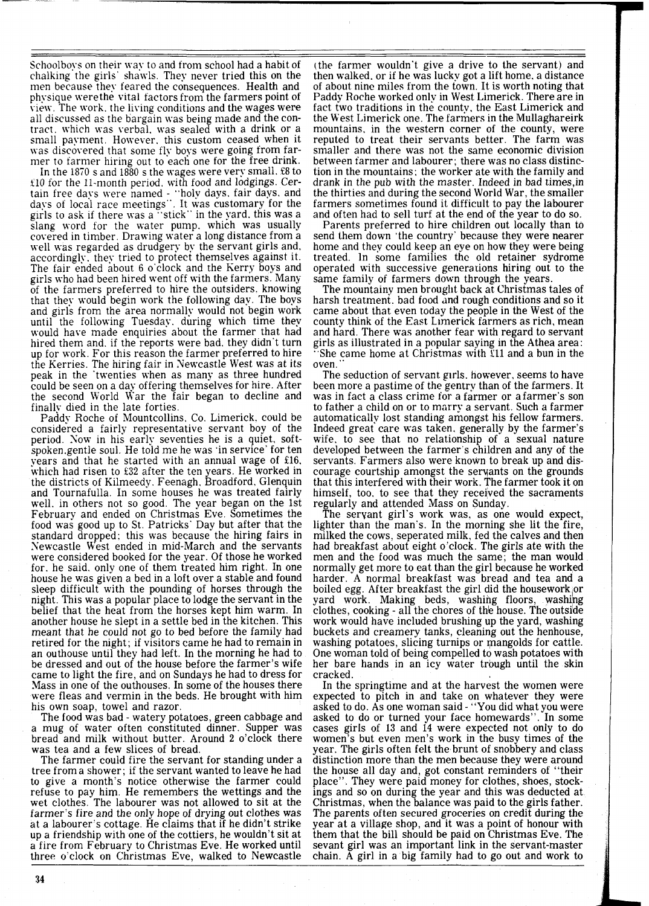Schoolboys on their way to and from school had a habit of chalking the girls' shawls. They never tried this on the men because they feared the consequences. Health and physique werethe vital factors from the farmers point of view. The work, the living conditions and the wages were all discussed as the bargain was being made and the contract, which was verbal, was sealed with a drink or a small payment. However, this custom ceased when it was discovered that some fly boys were going from farmer to farmer hiring out to each one for the free drink.

In the 1870 s and 1880 s the wages were very small, £8 to £10 for the 11-month period, with food and lodgings. Certain free days were named - "holy days, fair days, and days of local race meetings". It was customary for the girls to ask if there was a "stick" in the yard, this was a slang word for the water pump, which was usually covered in timber. Drawing water a long distance from a well was regarded as drudgery by the servant girls and, accordingly, they tried to protect themselves against it. The fair ended about 6 o'clock and the Kerry boys and girls who had been hired went off with the farmers. Many of the farmers preferred to hire the outsiders, knowing that they would begin work the following day. The boys and girls from the area normally would not begin work until the following Tuesday, during which time they would have made enquiries about the farmer that had hired them and, if the reports were bad, they didn't turn up for work. For this reason the farmer preferred to hire the Kerries. The hiring fair in Newcastle West was at its peak in the 'twenties when as many as three hundred could be seen on a day offering themselves for hire. After the second World War the fair began to decline and finally died in the late forties.

Paddy Roche of Mountcollins, Co. Limerick, could be considered a fairly representative servant boy of the period. Now in his early seventies he is a quiet, soft-spoken,gentle soul. He told me he was 'in service' for ten years and that he started with an annual wage of £16, which had risen to £32 after the ten years. He worked in the districts of Kilmeedy, Feenagh, Broadford, Glenquin and Tournafulla. In some houses he was treated fairly well, in others not so good. The year began on the 1st February and ended on Christmas Eve. Sometimes the food was good up to St. Patricks' Day but after that the standard dropped; this was because the hiring fairs in Newcastle West ended in mid-March and the servants were considered booked for the year. Of those he worked for, he said, only one of them treated him right. In one house he was given a bed in a loft over a stable and found sleep difficult with the pounding of horses through the night. This was a popular place to lodge the servant in the belief that the heat from the horses kept him warm. In another house he slept in a settle bed in the kitchen. This meant that he could not go to bed before the family had retired for the night; if visitors came he had to remain in an outhouse until they had left. In the morning he had to be dressed and out of the house before the farmer's wife came to light the fire, and on Sundays he had to dress for Mass in one of the outhouses. In some of the houses there were fleas and vermin in the beds. He brought with him his own soap, towel and razor.

The food was bad - watery potatoes, green cabbage and a mug of water often constituted dinner. Supper was bread and milk without butter. Around 2 o'clock there was tea and a few slices of bread.

The farmer could fire the servant for standing under a tree from a shower; if the servant wanted to leave he had to give a month's notice otherwise the farmer could refuse to pay him. He remembers the wettings and the wet clothes. The labourer was not allowed to sit at the farmer's fire and the only hope of drying out clothes was at a labourer's cottage. He claims that if he didn't strike up a friendship with one of the cottiers, he wouldn't sit at a fire from February to Christmas Eve. He worked until three o'clock on Christmas Eve, walked to Newcastle (the farmer wouldn't give a drive to the servant) and then walked, or if he was lucky got a lift home, a distance of about nine miles from the town. It is worth noting that Paddy Roche worked only in West Limerick. There are in fact two traditions in the county, the East Limerick and the West Limerick one. The farmers in the Mullaghareirk mountains, in the western corner of the county, were reputed to treat their servants better. The farm was smaller and there was not the same economic division between farmer and labourer; there was no class distinction in the mountains; the worker ate with the family and drank in the pub with the master. Indeed in bad times,in the thirties and during the second World War, the smaller farmers sometimes found it difficult to pay the labourer and often had to sell turf at the end of the year to do so.

Parents preferred to hire children out locally than to send them down 'the country' because they were nearer home and they could keep an eye on how they were being treated. In some families the old retainer sydrome operated with successive generations hiring out to the same family of farmers down through the years.

The mountainy men brought back at Christmas tales of harsh treatment, bad food and rough conditions and so it came about that even today the people in the West of the county think of the East Limerick farmers as rich, mean and hard. There was another fear with regard to servant girls as illustrated in a popular saying in the Athea area: "She came home at Christmas with £11 and a bun in the oven."

The seduction of servant girls, however, seems to have been more a pastime of the gentry than of the farmers. It was in fact a class crime for a farmer or a farmer's son to father a child on or to marry a servant. Such a farmer automatically lost standing amongst his fellow farmers. Indeed great care was taken, generally by the farmer's wife, to see that no relationship of a sexual nature developed between the farmer's children and any of the servants. Farmers also were known to break up and discourage courtship amongst the servants on the grounds that this interfered with their work. The farmer took it on himself, too, to see that they received the sacraments regularly and attended Mass on Sunday.

The servant girl's work was, as one would expect, lighter than the man's. In the morning she lit the fire, milked the cows, seperated milk, fed the calves and then had breakfast about eight o'clock. The girls ate with the men and the food was much the same; the man would normally get more to eat than the girl because he worked harder. A normal breakfast was bread and tea and a boiled egg. After breakfast the girl did the housework or yard work. Making beds, washing floors, washing clothes, cooking - all the chores of the house. The outside work would have included brushing up the yard, washing buckets and creamery tanks, cleaning out the henhouse, washing potatoes, slicing turnips or mangolds for cattle. One woman told of being compelled to wash potatoes with her bare hands in an icy water trough until the skin cracked.

In the springtime and at the harvest the women were expected to pitch in and take on whatever they were asked to do. As one woman said - "You did what you were asked to do or turned your face homewards". In some cases girls of 13 and 14 were expected not only to do women's but even men's work in the busy times of the year. The girls often felt the brunt of snobbery and class distinction more than the men because they were around the house all day and, got constant reminders of "their place". They were paid money for clothes, shoes, stockings and so on during the year and this was deducted at Christmas, when the balance was paid to the girls father. The parents often secured groceries on credit during the year at a village shop, and it was a point of honour with them that the bill should be paid on Christmas Eve. The sevant girl was an important link in the servant-master chain. A girl in a big family had to go out and work to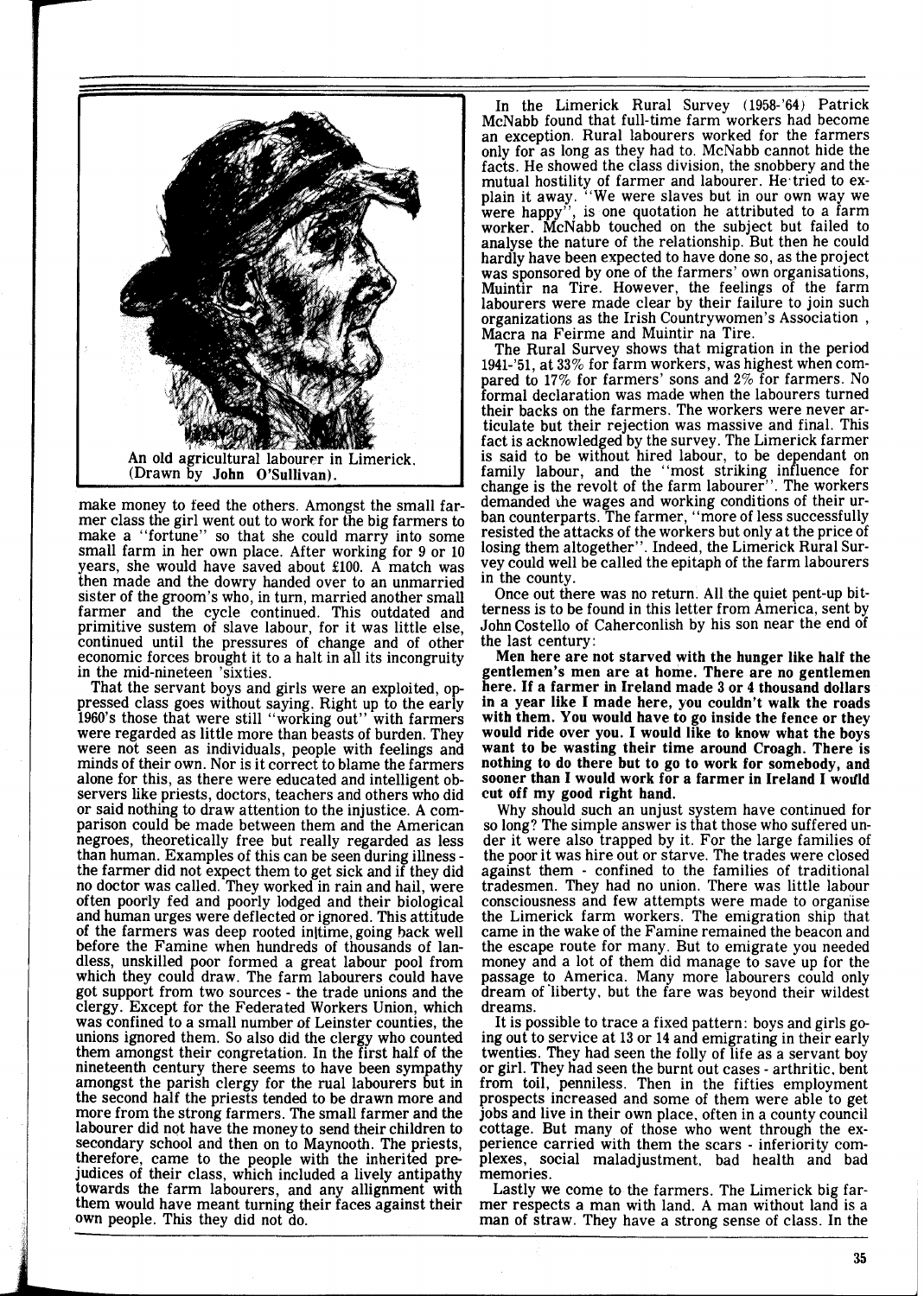An old agricultural labourer in Limerick. (Drawn by **John O'Sullivan**).

make money to feed the others. Amongst the small farmer class the girl went out to work for the big farmers to make a "fortune" so that she could marry into some small farm in her own place. After working for 9 or 10 years, she would have saved about £100. A match was then made and the dowry handed over to an unmarried sister of the groom's who, in turn, married another small farmer and the cycle continued. This outdated and primitive sustem of slave labour, for it was little else, continued until the pressures of change and of other economic forces brought it to a halt in all its incongruity in the mid-nineteen 'sixties.

That the servant boys and girls were an exploited, oppressed class goes without saying. Right up to the early 1960's those that were still "working out" with farmers were regarded as little more than beasts of burden. They were not seen as individuals, people with feelings and minds of their own. Nor is it correct to blame the farmers alone for this, as there were educated and intelligent observers like priests, doctors, teachers and others who did or said nothing to draw attention to the injustice. A comparison could be made between them and the American negroes, theoretically free but really regarded as less than human. Examples of this can be seen during illness - the farmer did not expect them to get sick and if they did no doctor was called. They worked in rain and hail, were often poorly fed and poorly lodged and their biological and human urges were deflected or ignored. This attitude of the farmers was deep rooted in|time, going back well before the Famine when hundreds of thousands of landless, unskilled poor formed a great labour pool from which they could draw. The farm labourers could have got support from two sources - the trade unions and the clergy. Except for the Federated Workers Union, which was confined to a small number of Leinster counties, the unions ignored them. So also did the clergy who counted them amongst their congretation. In the first half of the nineteenth century there seems to have been sympathy amongst the parish clergy for the rual labourers but in the second half the priests tended to be drawn more and more from the strong farmers. The small farmer and the labourer did not have the money to send their children to secondary school and then on to Maynooth. The priests, therefore, came to the people with the inherited prejudices of their class, which included a lively antipathy towards the farm labourers, and any allignment with them would have meant turning their faces against their own people. This they did not do.

In the Limerick Rural Survey (1958-'64) Patrick McNabb found that full-time farm workers had become an exception. Rural labourers worked for the farmers only for as long as they had to. McNabb cannot hide the facts. He showed the class division, the snobbery and the mutual hostility of farmer and labourer. He tried to explain it away. "We were slaves but in our own way we were happy", is one quotation he attributed to a farm worker. McNabb touched on the subject but failed to analyse the nature of the relationship. But then he could hardly have been expected to have done so, as the project was sponsored by one of the farmers' own organisations, Muintir na Tire. However, the feelings of the farm labourers were made clear by their failure to join such organizations as the Irish Countrywomen's Association , Macra na Feirme and Muintir na Tire.

The Rural Survey shows that migration in the period 1941-'51, at 33% for farm workers, was highest when compared to 17% for farmers' sons and 2% for farmers. No formal declaration was made when the labourers turned their backs on the farmers. The workers were never articulate but their rejection was massive and final. This fact is acknowledged by the survey. The Limerick farmer is said to be without hired labour, to be dependant on family labour, and the "most striking influence for change is the revolt of the farm labourer". The workers demanded the wages and working conditions of their urban counterparts. The farmer, "more of less successfully resisted the attacks of the workers but only at the price of losing them altogether". Indeed, the Limerick Rural Survey could well be called the epitaph of the farm labourers in the county.

Once out there was no return. All the quiet pent-up bitterness is to be found in this letter from America, sent by John Costello of Caherconlish by his son near the end of the last century:

**Men here are not starved with the hunger like half the gentlemen's men are at home. There are no gentlemen here. If a farmer in Ireland made 3 or 4 thousand dollars in a year like I made here, you couldn't walk the roads with them. You would have to go inside the fence or they would ride over you. I would like to know what the boys want to be wasting their time around Croagh. There is nothing to do there but to go to work for somebody, and sooner than I would work for a farmer in Ireland I would cut off my good right hand.**

Why should such an unjust system have continued for so long? The simple answer is that those who suffered under it were also trapped by it. For the large families of the poor it was hire out or starve. The trades were closed against them - confined to the families of traditional tradesmen. They had no union. There was little labour consciousness and few attempts were made to organise the Limerick farm workers. The emigration ship that came in the wake of the Famine remained the beacon and the escape route for many. But to emigrate you needed money and a lot of them did manage to save up for the passage to America. Many more labourers could only dream of liberty, but the fare was beyond their wildest dreams.

It is possible to trace a fixed pattern: boys and girls going out to service at 13 or 14 and emigrating in their early twenties. They had seen the folly of life as a servant boy or girl. They had seen the burnt out cases - arthritic, bent from toil, penniless. Then in the fifties employment prospects increased and some of them were able to get jobs and live in their own place, often in a county council cottage. But many of those who went through the experience carried with them the scars - inferiority complexes, social maladjustment, bad health and bad memories.

Lastly we come to the farmers. The Limerick big farmer respects a man with land. A man without land is a man of straw. They have a strong sense of class. In the